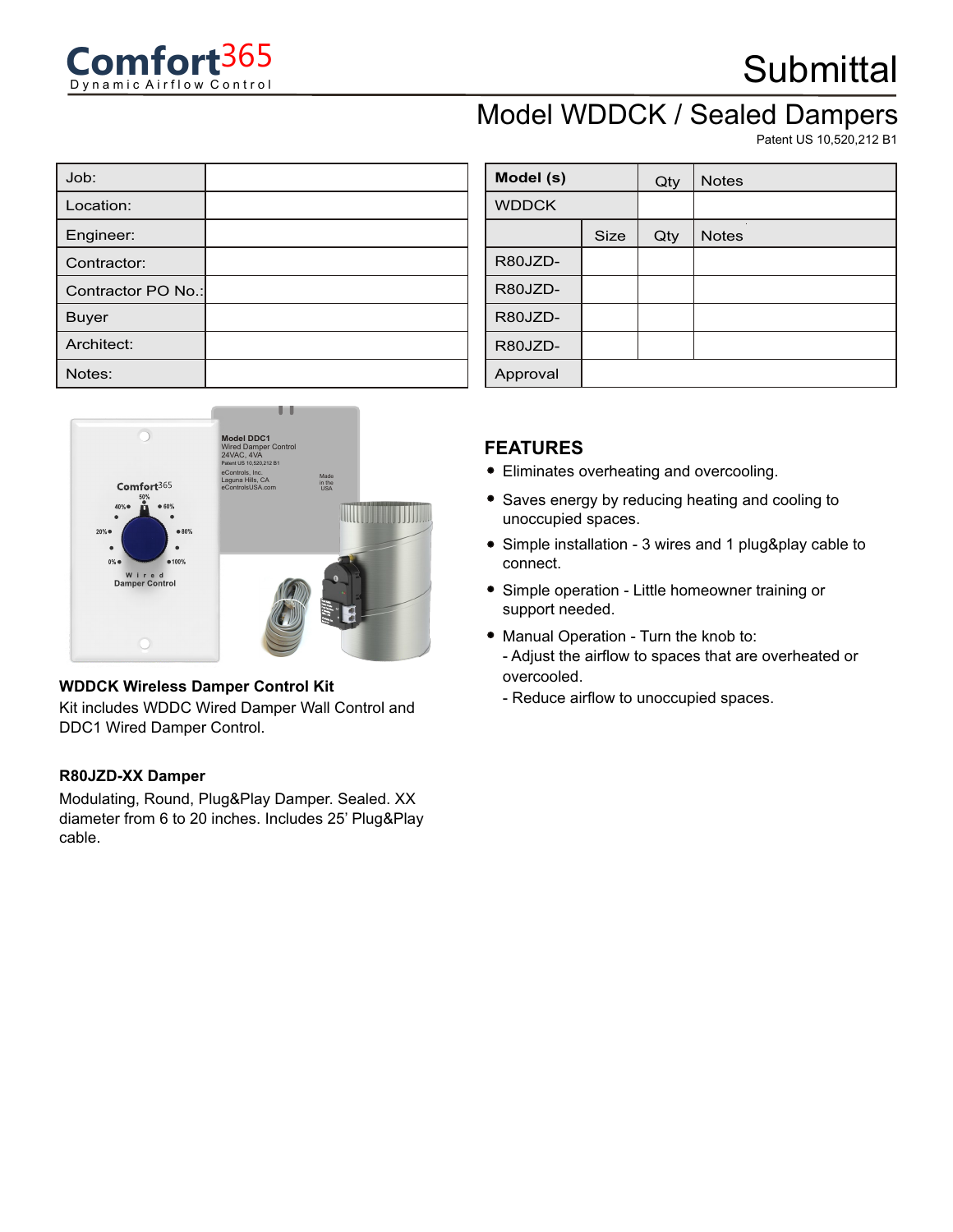Comfort365

Dynamic Airflow Control

# Submittal

## Model WDDCK / Sealed Dampers

Patent US 10,520,212 B1

| Job: | |
|---|---|
| Location: | |
| Engineer: | |
| Contractor: | |
| Contractor PO No.: | |
| Buyer | |
| Architect: | |
| Notes: | |

| Model (s) | | Qty | Notes |
|---|---|---|---|
| WDDCK | | | |
| | Size | Qty | Notes |
| R80JZD- | | | |
| R80JZD- | | | |
| R80JZD- | | | |
| R80JZD- | | | |
| Approval | | | |

**WDDCK Wireless Damper Control Kit**

Kit includes WDDC Wired Damper Wall Control and DDC1 Wired Damper Control.

**R80JZD-XX Damper**

Modulating, Round, Plug&Play Damper. Sealed. XX diameter from 6 to 20 inches. Includes 25' Plug&Play cable.

## FEATURES

- Eliminates overheating and overcooling.
- Saves energy by reducing heating and cooling to unoccupied spaces.
- Simple installation - 3 wires and 1 plug&play cable to connect.
- Simple operation - Little homeowner training or support needed.
- Manual Operation - Turn the knob to:
  - Adjust the airflow to spaces that are overheated or overcooled.
  - Reduce airflow to unoccupied spaces.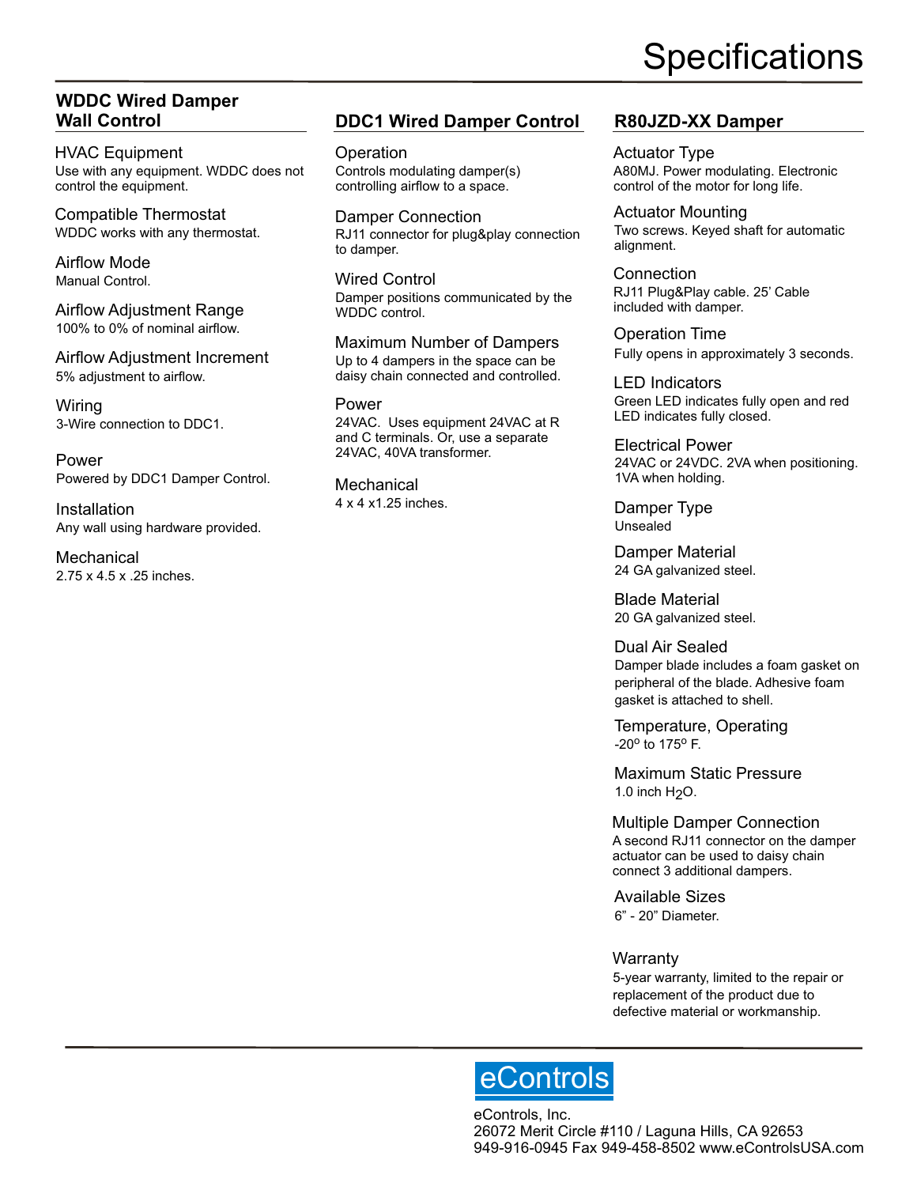# Specifications

## WDDC Wired Damper Wall Control

### HVAC Equipment
Use with any equipment. WDDC does not control the equipment.

### Compatible Thermostat
WDDC works with any thermostat.

### Airflow Mode
Manual Control.

### Airflow Adjustment Range
100% to 0% of nominal airflow.

### Airflow Adjustment Increment
5% adjustment to airflow.

### Wiring
3-Wire connection to DDC1.

### Power
Powered by DDC1 Damper Control.

### Installation
Any wall using hardware provided.

### Mechanical
2.75 x 4.5 x .25 inches.

## DDC1 Wired Damper Control

### Operation
Controls modulating damper(s) controlling airflow to a space.

### Damper Connection
RJ11 connector for plug&play connection to damper.

### Wired Control
Damper positions communicated by the WDDC control.

### Maximum Number of Dampers
Up to 4 dampers in the space can be daisy chain connected and controlled.

### Power
24VAC. Uses equipment 24VAC at R and C terminals. Or, use a separate 24VAC, 40VA transformer.

### Mechanical
4 x 4 x1.25 inches.

## R80JZD-XX Damper

### Actuator Type
A80MJ. Power modulating. Electronic control of the motor for long life.

### Actuator Mounting
Two screws. Keyed shaft for automatic alignment.

### Connection
RJ11 Plug&Play cable. 25’ Cable included with damper.

### Operation Time
Fully opens in approximately 3 seconds.

### LED Indicators
Green LED indicates fully open and red LED indicates fully closed.

### Electrical Power
24VAC or 24VDC. 2VA when positioning. 1VA when holding.

### Damper Type
Unsealed

### Damper Material
24 GA galvanized steel.

### Blade Material
20 GA galvanized steel.

### Dual Air Sealed
Damper blade includes a foam gasket on peripheral of the blade. Adhesive foam gasket is attached to shell.

### Temperature, Operating
-20$^o$ to 175$^o$ F.

### Maximum Static Pressure
1.0 inch $H_2O$.

### Multiple Damper Connection
A second RJ11 connector on the damper actuator can be used to daisy chain connect 3 additional dampers.

### Available Sizes
6” - 20” Diameter.

### Warranty
5-year warranty, limited to the repair or replacement of the product due to defective material or workmanship.

eControls

eControls, Inc.
26072 Merit Circle #110 / Laguna Hills, CA 92653
949-916-0945 Fax 949-458-8502 www.eControlsUSA.com